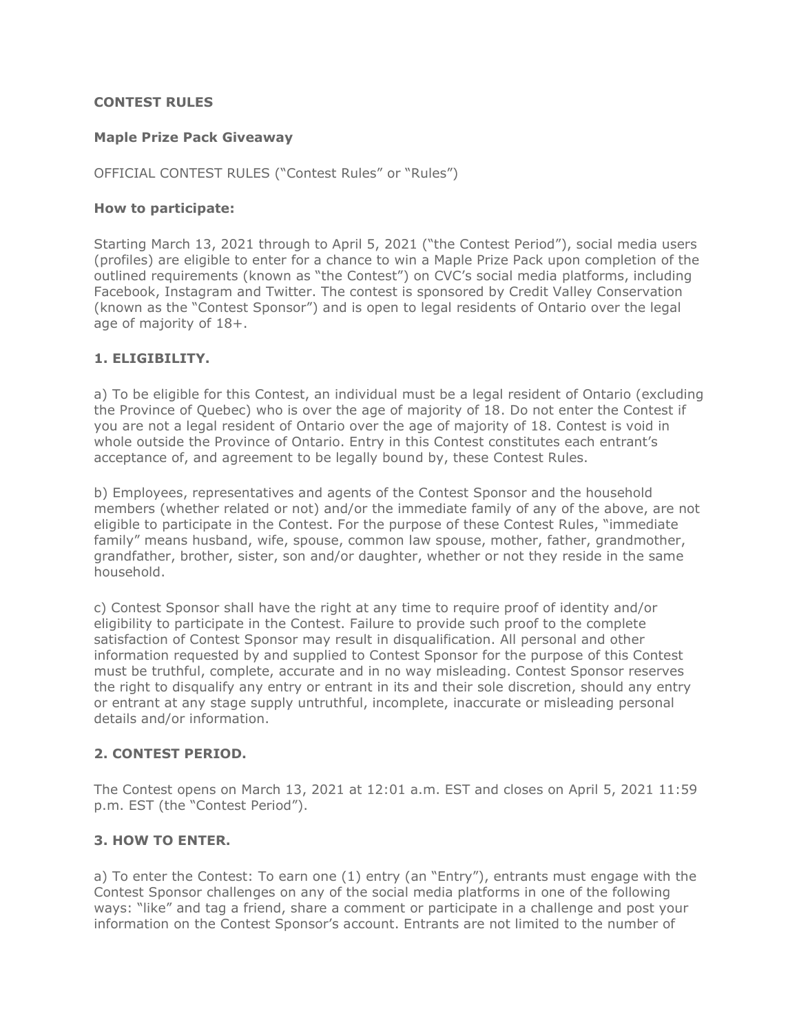**CONTEST RULES**

**Maple Prize Pack Giveaway**

OFFICIAL CONTEST RULES ("Contest Rules" or "Rules")

**How to participate:**

Starting March 13, 2021 through to April 5, 2021 ("the Contest Period"), social media users (profiles) are eligible to enter for a chance to win a Maple Prize Pack upon completion of the outlined requirements (known as "the Contest") on CVC's social media platforms, including Facebook, Instagram and Twitter. The contest is sponsored by Credit Valley Conservation (known as the "Contest Sponsor") and is open to legal residents of Ontario over the legal age of majority of 18+.

**1. ELIGIBILITY.**

a) To be eligible for this Contest, an individual must be a legal resident of Ontario (excluding the Province of Quebec) who is over the age of majority of 18. Do not enter the Contest if you are not a legal resident of Ontario over the age of majority of 18. Contest is void in whole outside the Province of Ontario. Entry in this Contest constitutes each entrant's acceptance of, and agreement to be legally bound by, these Contest Rules.

b) Employees, representatives and agents of the Contest Sponsor and the household members (whether related or not) and/or the immediate family of any of the above, are not eligible to participate in the Contest. For the purpose of these Contest Rules, "immediate family" means husband, wife, spouse, common law spouse, mother, father, grandmother, grandfather, brother, sister, son and/or daughter, whether or not they reside in the same household.

c) Contest Sponsor shall have the right at any time to require proof of identity and/or eligibility to participate in the Contest. Failure to provide such proof to the complete satisfaction of Contest Sponsor may result in disqualification. All personal and other information requested by and supplied to Contest Sponsor for the purpose of this Contest must be truthful, complete, accurate and in no way misleading. Contest Sponsor reserves the right to disqualify any entry or entrant in its and their sole discretion, should any entry or entrant at any stage supply untruthful, incomplete, inaccurate or misleading personal details and/or information.

**2. CONTEST PERIOD.**

The Contest opens on March 13, 2021 at 12:01 a.m. EST and closes on April 5, 2021 11:59 p.m. EST (the "Contest Period").

**3. HOW TO ENTER.**

a) To enter the Contest: To earn one (1) entry (an "Entry"), entrants must engage with the Contest Sponsor challenges on any of the social media platforms in one of the following ways: "like" and tag a friend, share a comment or participate in a challenge and post your information on the Contest Sponsor's account. Entrants are not limited to the number of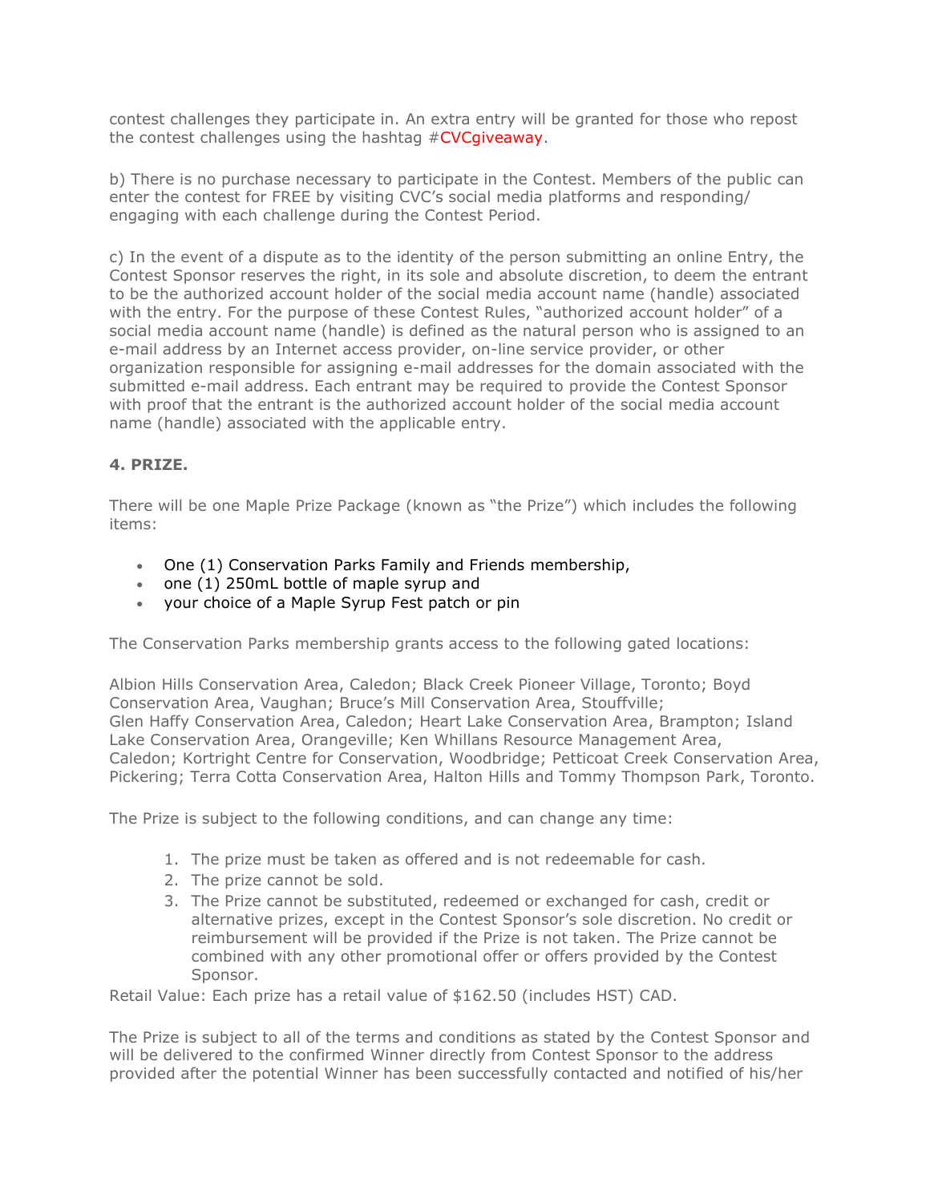contest challenges they participate in. An extra entry will be granted for those who repost the contest challenges using the hashtag #CVCgiveaway.

b) There is no purchase necessary to participate in the Contest. Members of the public can enter the contest for FREE by visiting CVC's social media platforms and responding/ engaging with each challenge during the Contest Period.

c) In the event of a dispute as to the identity of the person submitting an online Entry, the Contest Sponsor reserves the right, in its sole and absolute discretion, to deem the entrant to be the authorized account holder of the social media account name (handle) associated with the entry. For the purpose of these Contest Rules, "authorized account holder" of a social media account name (handle) is defined as the natural person who is assigned to an e-mail address by an Internet access provider, on-line service provider, or other organization responsible for assigning e-mail addresses for the domain associated with the submitted e-mail address. Each entrant may be required to provide the Contest Sponsor with proof that the entrant is the authorized account holder of the social media account name (handle) associated with the applicable entry.

**4. PRIZE.**

There will be one Maple Prize Package (known as "the Prize") which includes the following items:

- One (1) Conservation Parks Family and Friends membership,
- one (1) 250mL bottle of maple syrup and
- your choice of a Maple Syrup Fest patch or pin

The Conservation Parks membership grants access to the following gated locations:

Albion Hills Conservation Area, Caledon; Black Creek Pioneer Village, Toronto; Boyd Conservation Area, Vaughan; Bruce's Mill Conservation Area, Stouffville; Glen Haffy Conservation Area, Caledon; Heart Lake Conservation Area, Brampton; Island Lake Conservation Area, Orangeville; Ken Whillans Resource Management Area, Caledon; Kortright Centre for Conservation, Woodbridge; Petticoat Creek Conservation Area, Pickering; Terra Cotta Conservation Area, Halton Hills and Tommy Thompson Park, Toronto.

The Prize is subject to the following conditions, and can change any time:

1. The prize must be taken as offered and is not redeemable for cash.
2. The prize cannot be sold.
3. The Prize cannot be substituted, redeemed or exchanged for cash, credit or alternative prizes, except in the Contest Sponsor's sole discretion. No credit or reimbursement will be provided if the Prize is not taken. The Prize cannot be combined with any other promotional offer or offers provided by the Contest Sponsor.

Retail Value: Each prize has a retail value of $162.50 (includes HST) CAD.

The Prize is subject to all of the terms and conditions as stated by the Contest Sponsor and will be delivered to the confirmed Winner directly from Contest Sponsor to the address provided after the potential Winner has been successfully contacted and notified of his/her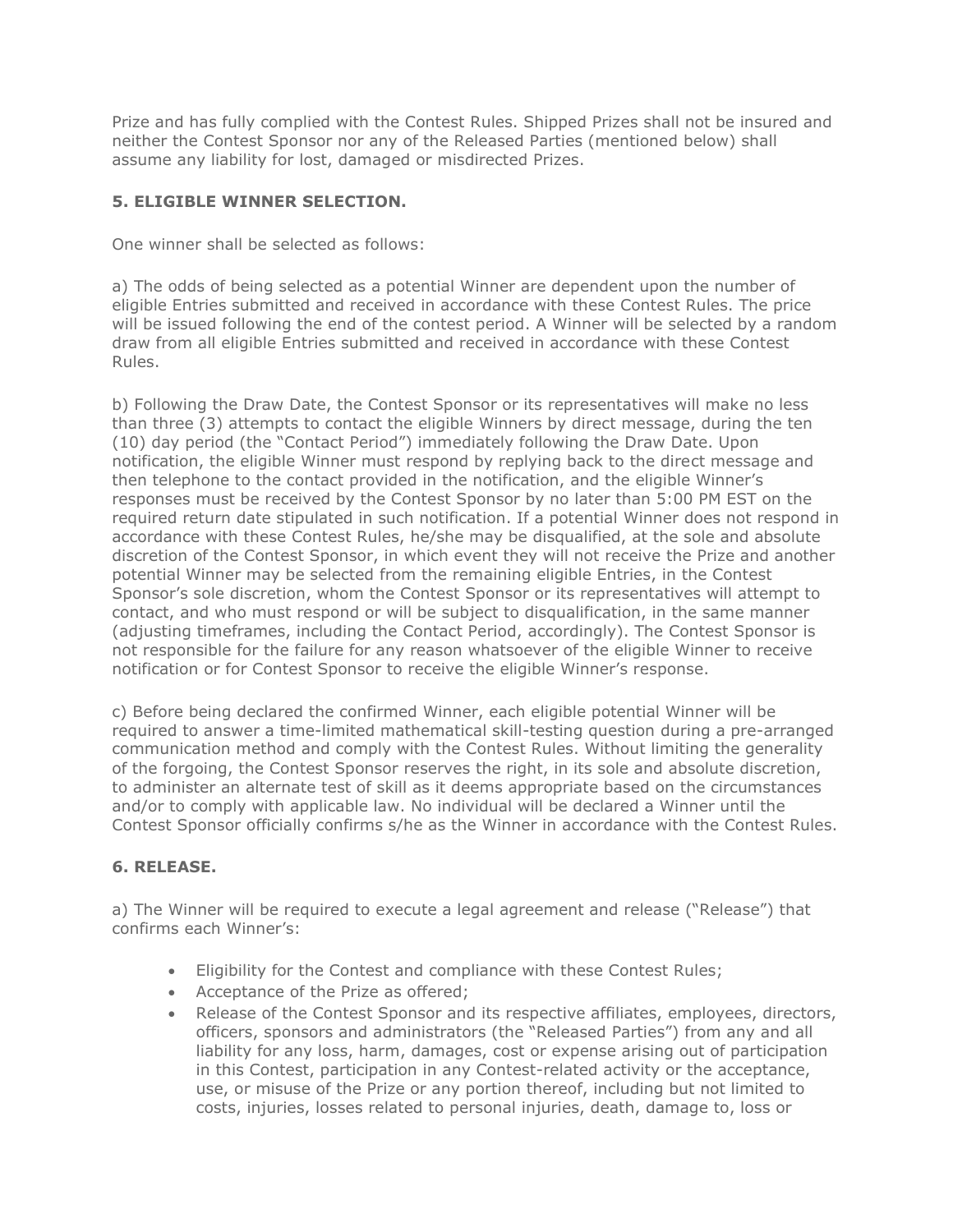Prize and has fully complied with the Contest Rules. Shipped Prizes shall not be insured and neither the Contest Sponsor nor any of the Released Parties (mentioned below) shall assume any liability for lost, damaged or misdirected Prizes.

### 5. ELIGIBLE WINNER SELECTION.

One winner shall be selected as follows:

a) The odds of being selected as a potential Winner are dependent upon the number of eligible Entries submitted and received in accordance with these Contest Rules. The price will be issued following the end of the contest period. A Winner will be selected by a random draw from all eligible Entries submitted and received in accordance with these Contest Rules.

b) Following the Draw Date, the Contest Sponsor or its representatives will make no less than three (3) attempts to contact the eligible Winners by direct message, during the ten (10) day period (the "Contact Period") immediately following the Draw Date. Upon notification, the eligible Winner must respond by replying back to the direct message and then telephone to the contact provided in the notification, and the eligible Winner's responses must be received by the Contest Sponsor by no later than 5:00 PM EST on the required return date stipulated in such notification. If a potential Winner does not respond in accordance with these Contest Rules, he/she may be disqualified, at the sole and absolute discretion of the Contest Sponsor, in which event they will not receive the Prize and another potential Winner may be selected from the remaining eligible Entries, in the Contest Sponsor's sole discretion, whom the Contest Sponsor or its representatives will attempt to contact, and who must respond or will be subject to disqualification, in the same manner (adjusting timeframes, including the Contact Period, accordingly). The Contest Sponsor is not responsible for the failure for any reason whatsoever of the eligible Winner to receive notification or for Contest Sponsor to receive the eligible Winner's response.

c) Before being declared the confirmed Winner, each eligible potential Winner will be required to answer a time-limited mathematical skill-testing question during a pre-arranged communication method and comply with the Contest Rules. Without limiting the generality of the forgoing, the Contest Sponsor reserves the right, in its sole and absolute discretion, to administer an alternate test of skill as it deems appropriate based on the circumstances and/or to comply with applicable law. No individual will be declared a Winner until the Contest Sponsor officially confirms s/he as the Winner in accordance with the Contest Rules.

### 6. RELEASE.

a) The Winner will be required to execute a legal agreement and release ("Release") that confirms each Winner's:

- Eligibility for the Contest and compliance with these Contest Rules;
- Acceptance of the Prize as offered;
- Release of the Contest Sponsor and its respective affiliates, employees, directors, officers, sponsors and administrators (the "Released Parties") from any and all liability for any loss, harm, damages, cost or expense arising out of participation in this Contest, participation in any Contest-related activity or the acceptance, use, or misuse of the Prize or any portion thereof, including but not limited to costs, injuries, losses related to personal injuries, death, damage to, loss or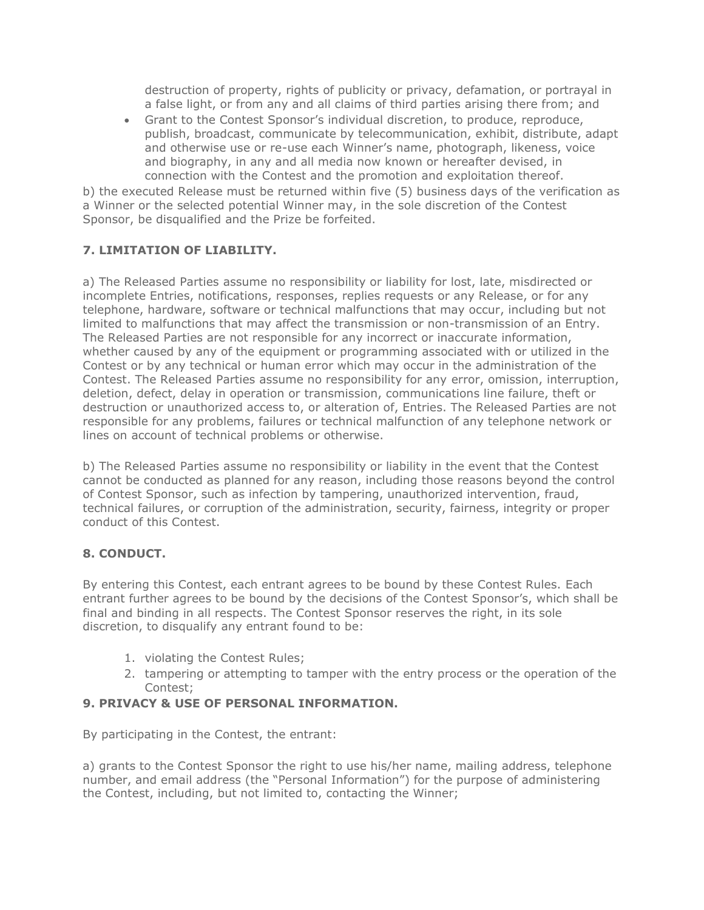destruction of property, rights of publicity or privacy, defamation, or portrayal in a false light, or from any and all claims of third parties arising there from; and

- Grant to the Contest Sponsor's individual discretion, to produce, reproduce, publish, broadcast, communicate by telecommunication, exhibit, distribute, adapt and otherwise use or re-use each Winner's name, photograph, likeness, voice and biography, in any and all media now known or hereafter devised, in connection with the Contest and the promotion and exploitation thereof.

b) the executed Release must be returned within five (5) business days of the verification as a Winner or the selected potential Winner may, in the sole discretion of the Contest Sponsor, be disqualified and the Prize be forfeited.

**7. LIMITATION OF LIABILITY.**

a) The Released Parties assume no responsibility or liability for lost, late, misdirected or incomplete Entries, notifications, responses, replies requests or any Release, or for any telephone, hardware, software or technical malfunctions that may occur, including but not limited to malfunctions that may affect the transmission or non-transmission of an Entry. The Released Parties are not responsible for any incorrect or inaccurate information, whether caused by any of the equipment or programming associated with or utilized in the Contest or by any technical or human error which may occur in the administration of the Contest. The Released Parties assume no responsibility for any error, omission, interruption, deletion, defect, delay in operation or transmission, communications line failure, theft or destruction or unauthorized access to, or alteration of, Entries. The Released Parties are not responsible for any problems, failures or technical malfunction of any telephone network or lines on account of technical problems or otherwise.

b) The Released Parties assume no responsibility or liability in the event that the Contest cannot be conducted as planned for any reason, including those reasons beyond the control of Contest Sponsor, such as infection by tampering, unauthorized intervention, fraud, technical failures, or corruption of the administration, security, fairness, integrity or proper conduct of this Contest.

**8. CONDUCT.**

By entering this Contest, each entrant agrees to be bound by these Contest Rules. Each entrant further agrees to be bound by the decisions of the Contest Sponsor's, which shall be final and binding in all respects. The Contest Sponsor reserves the right, in its sole discretion, to disqualify any entrant found to be:

1. violating the Contest Rules;
2. tampering or attempting to tamper with the entry process or the operation of the Contest;

**9. PRIVACY & USE OF PERSONAL INFORMATION.**

By participating in the Contest, the entrant:

a) grants to the Contest Sponsor the right to use his/her name, mailing address, telephone number, and email address (the "Personal Information") for the purpose of administering the Contest, including, but not limited to, contacting the Winner;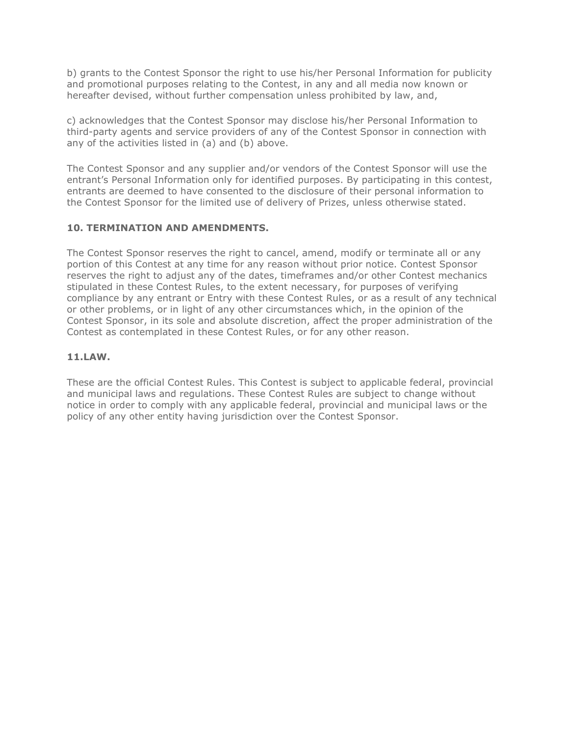b) grants to the Contest Sponsor the right to use his/her Personal Information for publicity and promotional purposes relating to the Contest, in any and all media now known or hereafter devised, without further compensation unless prohibited by law, and,

c) acknowledges that the Contest Sponsor may disclose his/her Personal Information to third-party agents and service providers of any of the Contest Sponsor in connection with any of the activities listed in (a) and (b) above.

The Contest Sponsor and any supplier and/or vendors of the Contest Sponsor will use the entrant's Personal Information only for identified purposes. By participating in this contest, entrants are deemed to have consented to the disclosure of their personal information to the Contest Sponsor for the limited use of delivery of Prizes, unless otherwise stated.

**10. TERMINATION AND AMENDMENTS.**

The Contest Sponsor reserves the right to cancel, amend, modify or terminate all or any portion of this Contest at any time for any reason without prior notice. Contest Sponsor reserves the right to adjust any of the dates, timeframes and/or other Contest mechanics stipulated in these Contest Rules, to the extent necessary, for purposes of verifying compliance by any entrant or Entry with these Contest Rules, or as a result of any technical or other problems, or in light of any other circumstances which, in the opinion of the Contest Sponsor, in its sole and absolute discretion, affect the proper administration of the Contest as contemplated in these Contest Rules, or for any other reason.

**11.LAW.**

These are the official Contest Rules. This Contest is subject to applicable federal, provincial and municipal laws and regulations. These Contest Rules are subject to change without notice in order to comply with any applicable federal, provincial and municipal laws or the policy of any other entity having jurisdiction over the Contest Sponsor.